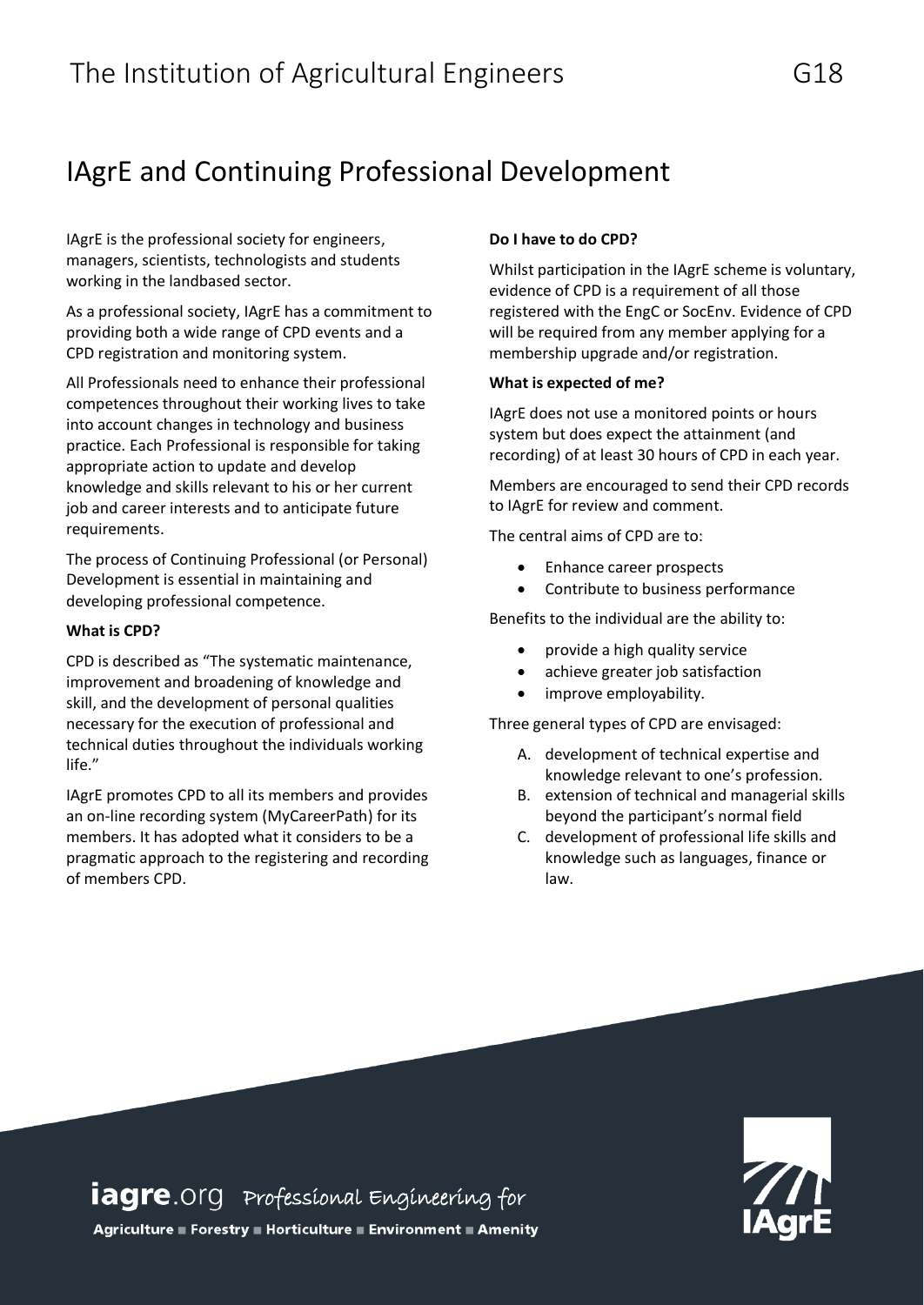# IAgrE and Continuing Professional Development

IAgrE is the professional society for engineers, managers, scientists, technologists and students working in the landbased sector.

As a professional society, IAgrE has a commitment to providing both a wide range of CPD events and a CPD registration and monitoring system.

All Professionals need to enhance their professional competences throughout their working lives to take into account changes in technology and business practice. Each Professional is responsible for taking appropriate action to update and develop knowledge and skills relevant to his or her current job and career interests and to anticipate future requirements.

The process of Continuing Professional (or Personal) Development is essential in maintaining and developing professional competence.

**What is CPD?**

CPD is described as "The systematic maintenance, improvement and broadening of knowledge and skill, and the development of personal qualities necessary for the execution of professional and technical duties throughout the individuals working life."

IAgrE promotes CPD to all its members and provides an on-line recording system (MyCareerPath) for its members. It has adopted what it considers to be a pragmatic approach to the registering and recording of members CPD.

**Do I have to do CPD?**

Whilst participation in the IAgrE scheme is voluntary, evidence of CPD is a requirement of all those registered with the EngC or SocEnv. Evidence of CPD will be required from any member applying for a membership upgrade and/or registration.

**What is expected of me?**

IAgrE does not use a monitored points or hours system but does expect the attainment (and recording) of at least 30 hours of CPD in each year.

Members are encouraged to send their CPD records to IAgrE for review and comment.

The central aims of CPD are to:

- Enhance career prospects
- Contribute to business performance

Benefits to the individual are the ability to:

- provide a high quality service
- achieve greater job satisfaction
- improve employability.

Three general types of CPD are envisaged:

A. development of technical expertise and knowledge relevant to one's profession.
B. extension of technical and managerial skills beyond the participant's normal field
C. development of professional life skills and knowledge such as languages, finance or law.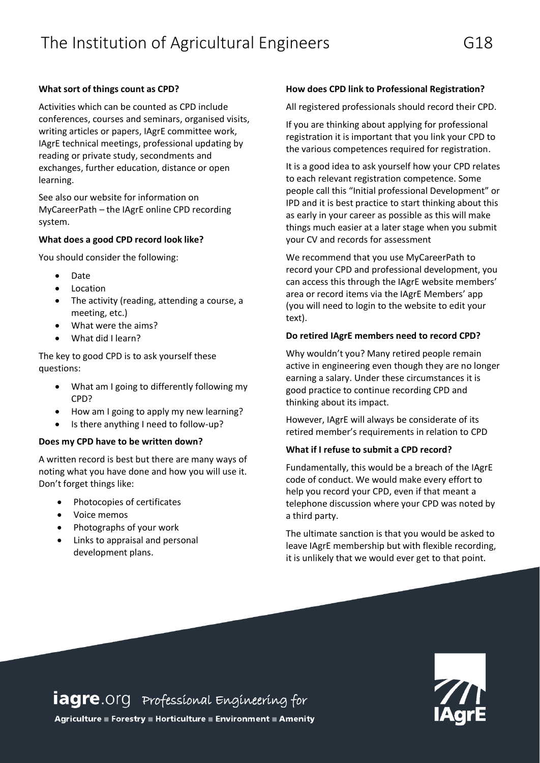### What sort of things count as CPD?

Activities which can be counted as CPD include conferences, courses and seminars, organised visits, writing articles or papers, IAgrE committee work, IAgrE technical meetings, professional updating by reading or private study, secondments and exchanges, further education, distance or open learning.

See also our website for information on MyCareerPath – the IAgrE online CPD recording system.

### What does a good CPD record look like?

You should consider the following:

- Date
- Location
- The activity (reading, attending a course, a meeting, etc.)
- What were the aims?
- What did I learn?

The key to good CPD is to ask yourself these questions:

- What am I going to differently following my CPD?
- How am I going to apply my new learning?
- Is there anything I need to follow-up?

### Does my CPD have to be written down?

A written record is best but there are many ways of noting what you have done and how you will use it. Don't forget things like:

- Photocopies of certificates
- Voice memos
- Photographs of your work
- Links to appraisal and personal development plans.

### How does CPD link to Professional Registration?

All registered professionals should record their CPD.

If you are thinking about applying for professional registration it is important that you link your CPD to the various competences required for registration.

It is a good idea to ask yourself how your CPD relates to each relevant registration competence. Some people call this "Initial professional Development" or IPD and it is best practice to start thinking about this as early in your career as possible as this will make things much easier at a later stage when you submit your CV and records for assessment

We recommend that you use MyCareerPath to record your CPD and professional development, you can access this through the IAgrE website members' area or record items via the IAgrE Members' app (you will need to login to the website to edit your text).

### Do retired IAgrE members need to record CPD?

Why wouldn't you? Many retired people remain active in engineering even though they are no longer earning a salary. Under these circumstances it is good practice to continue recording CPD and thinking about its impact.

However, IAgrE will always be considerate of its retired member's requirements in relation to CPD

### What if I refuse to submit a CPD record?

Fundamentally, this would be a breach of the IAgrE code of conduct. We would make every effort to help you record your CPD, even if that meant a telephone discussion where your CPD was noted by a third party.

The ultimate sanction is that you would be asked to leave IAgrE membership but with flexible recording, it is unlikely that we would ever get to that point.

**iagre**.org Professional Engineering for

Agriculture ■ Forestry ■ Horticulture ■ Environment ■ Amenity